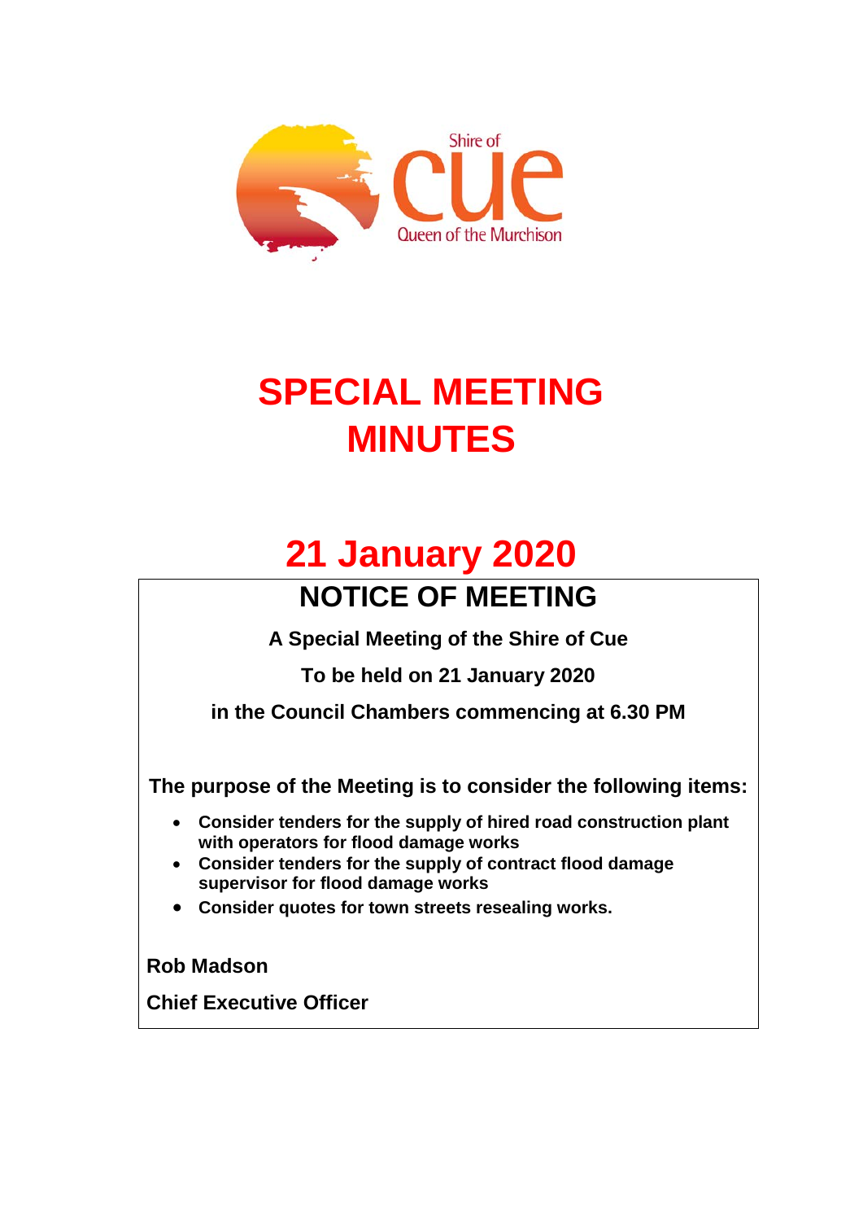Shire of

cue

Queen of the Murchison

# SPECIAL MEETING MINUTES

# 21 January 2020

## NOTICE OF MEETING

**A Special Meeting of the Shire of Cue**

**To be held on 21 January 2020**

**in the Council Chambers commencing at 6.30 PM**

**The purpose of the Meeting is to consider the following items:**

- **Consider tenders for the supply of hired road construction plant with operators for flood damage works**
- **Consider tenders for the supply of contract flood damage supervisor for flood damage works**
- **Consider quotes for town streets resealing works.**

**Rob Madson**

**Chief Executive Officer**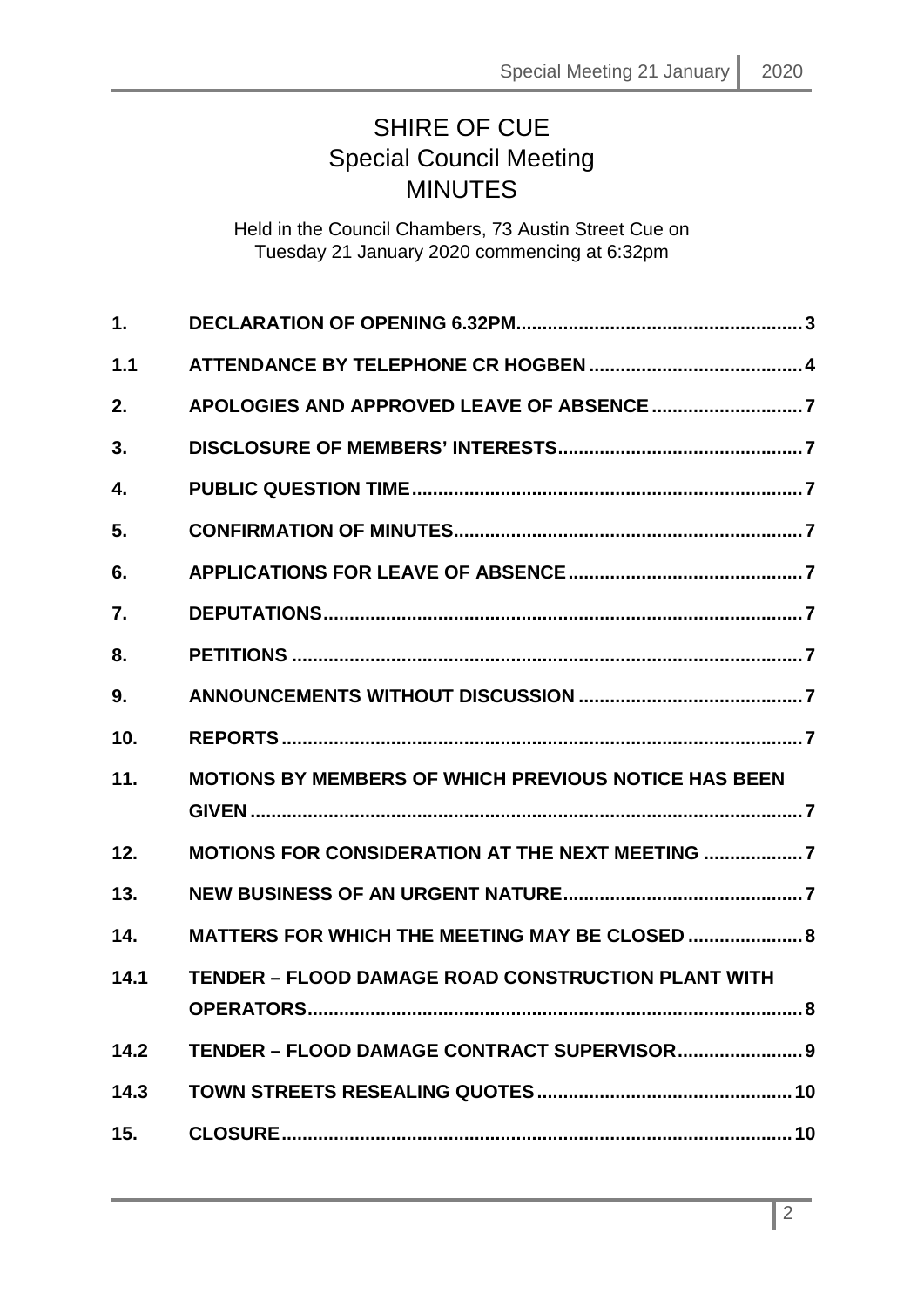# SHIRE OF CUE
## Special Council Meeting
## MINUTES

Held in the Council Chambers, 73 Austin Street Cue on Tuesday 21 January 2020 commencing at 6:32pm

| | | |
|---|---|---|
| **1.** | **DECLARATION OF OPENING 6.32PM** | **3** |
| **1.1** | **ATTENDANCE BY TELEPHONE CR HOGBEN** | **4** |
| **2.** | **APOLOGIES AND APPROVED LEAVE OF ABSENCE** | **7** |
| **3.** | **DISCLOSURE OF MEMBERS' INTERESTS** | **7** |
| **4.** | **PUBLIC QUESTION TIME** | **7** |
| **5.** | **CONFIRMATION OF MINUTES** | **7** |
| **6.** | **APPLICATIONS FOR LEAVE OF ABSENCE** | **7** |
| **7.** | **DEPUTATIONS** | **7** |
| **8.** | **PETITIONS** | **7** |
| **9.** | **ANNOUNCEMENTS WITHOUT DISCUSSION** | **7** |
| **10.** | **REPORTS** | **7** |
| **11.** | **MOTIONS BY MEMBERS OF WHICH PREVIOUS NOTICE HAS BEEN GIVEN** | **7** |
| **12.** | **MOTIONS FOR CONSIDERATION AT THE NEXT MEETING** | **7** |
| **13.** | **NEW BUSINESS OF AN URGENT NATURE** | **7** |
| **14.** | **MATTERS FOR WHICH THE MEETING MAY BE CLOSED** | **8** |
| **14.1** | **TENDER – FLOOD DAMAGE ROAD CONSTRUCTION PLANT WITH OPERATORS** | **8** |
| **14.2** | **TENDER – FLOOD DAMAGE CONTRACT SUPERVISOR** | **9** |
| **14.3** | **TOWN STREETS RESEALING QUOTES** | **10** |
| **15.** | **CLOSURE** | **10** |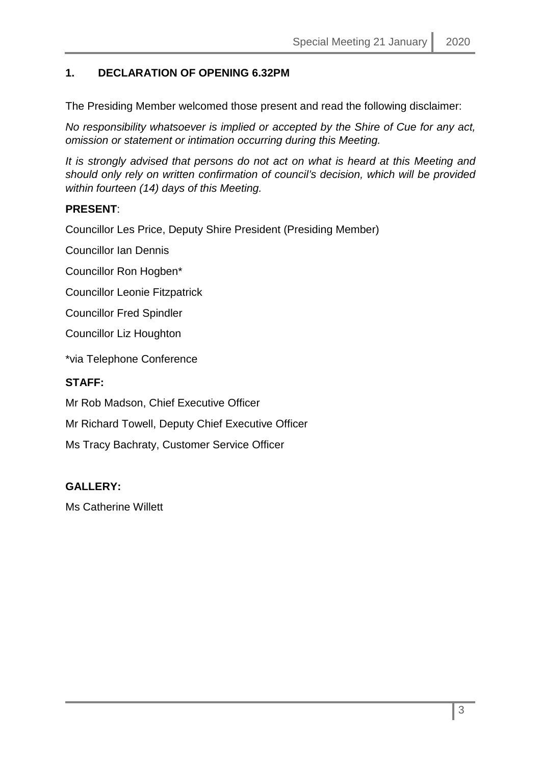## 1. DECLARATION OF OPENING 6.32PM

The Presiding Member welcomed those present and read the following disclaimer:

*No responsibility whatsoever is implied or accepted by the Shire of Cue for any act, omission or statement or intimation occurring during this Meeting.*

*It is strongly advised that persons do not act on what is heard at this Meeting and should only rely on written confirmation of council's decision, which will be provided within fourteen (14) days of this Meeting.*

**PRESENT**:

Councillor Les Price, Deputy Shire President (Presiding Member)

Councillor Ian Dennis

Councillor Ron Hogben*

Councillor Leonie Fitzpatrick

Councillor Fred Spindler

Councillor Liz Houghton

*via Telephone Conference

**STAFF:**

Mr Rob Madson, Chief Executive Officer

Mr Richard Towell, Deputy Chief Executive Officer

Ms Tracy Bachraty, Customer Service Officer

**GALLERY:**

Ms Catherine Willett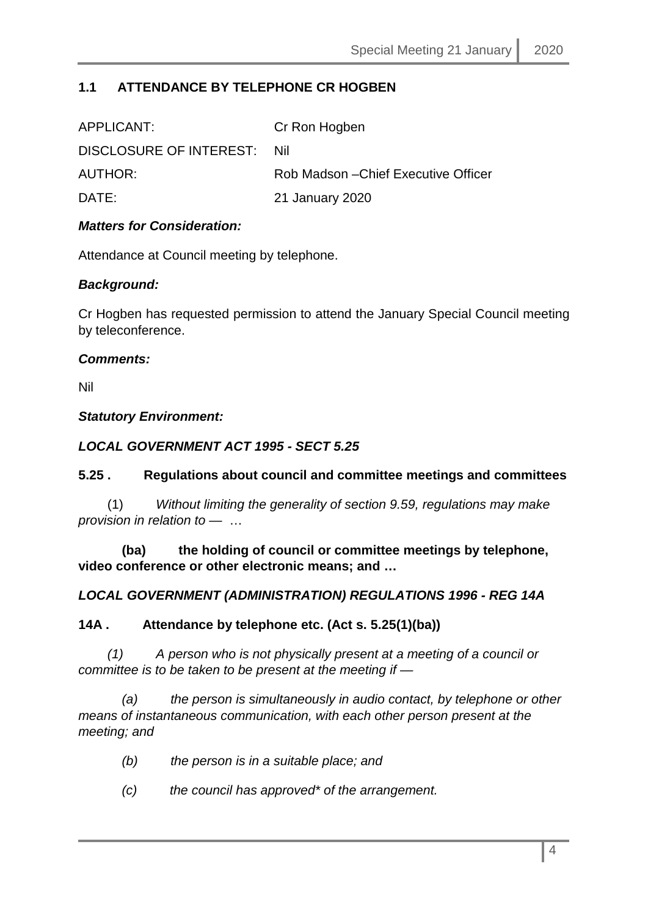## 1.1 ATTENDANCE BY TELEPHONE CR HOGBEN

| | |
|---|---|
| APPLICANT: | Cr Ron Hogben |
| DISCLOSURE OF INTEREST: | Nil |
| AUTHOR: | Rob Madson –Chief Executive Officer |
| DATE: | 21 January 2020 |

***Matters for Consideration:***

Attendance at Council meeting by telephone.

***Background:***

Cr Hogben has requested permission to attend the January Special Council meeting by teleconference.

***Comments:***

Nil

***Statutory Environment:***

***LOCAL GOVERNMENT ACT 1995 - SECT 5.25***

**5.25 . Regulations about council and committee meetings and committees**

(1) *Without limiting the generality of section 9.59, regulations may make provision in relation to —* …

**(ba) the holding of council or committee meetings by telephone, video conference or other electronic means; and …**

***LOCAL GOVERNMENT (ADMINISTRATION) REGULATIONS 1996 - REG 14A***

**14A . Attendance by telephone etc. (Act s. 5.25(1)(ba))**

*(1) A person who is not physically present at a meeting of a council or committee is to be taken to be present at the meeting if —*

*(a) the person is simultaneously in audio contact, by telephone or other means of instantaneous communication, with each other person present at the meeting; and*

*(b) the person is in a suitable place; and*

*(c) the council has approved* of the arrangement.*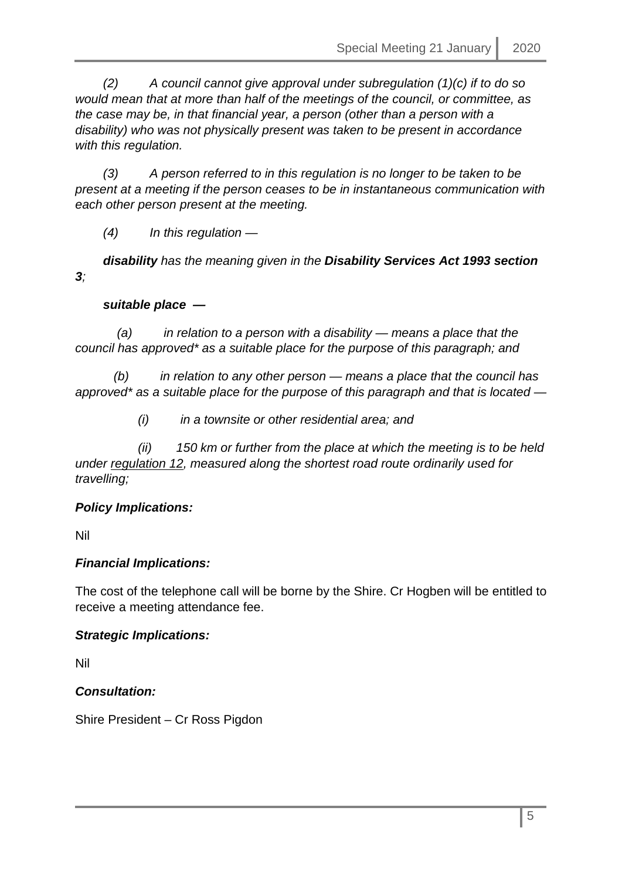*(2) A council cannot give approval under subregulation (1)(c) if to do so would mean that at more than half of the meetings of the council, or committee, as the case may be, in that financial year, a person (other than a person with a disability) who was not physically present was taken to be present in accordance with this regulation.*

*(3) A person referred to in this regulation is no longer to be taken to be present at a meeting if the person ceases to be in instantaneous communication with each other person present at the meeting.*

*(4) In this regulation —*

***disability*** *has the meaning given in the* ***Disability Services Act 1993 section 3****;*

***suitable place —***

*(a) in relation to a person with a disability — means a place that the council has approved* as a suitable place for the purpose of this paragraph; and*

*(b) in relation to any other person — means a place that the council has approved* as a suitable place for the purpose of this paragraph and that is located —*

*(i) in a townsite or other residential area; and*

*(ii) 150 km or further from the place at which the meeting is to be held under regulation 12, measured along the shortest road route ordinarily used for travelling;*

***Policy Implications:***

Nil

***Financial Implications:***

The cost of the telephone call will be borne by the Shire. Cr Hogben will be entitled to receive a meeting attendance fee.

***Strategic Implications:***

Nil

***Consultation:***

Shire President – Cr Ross Pigdon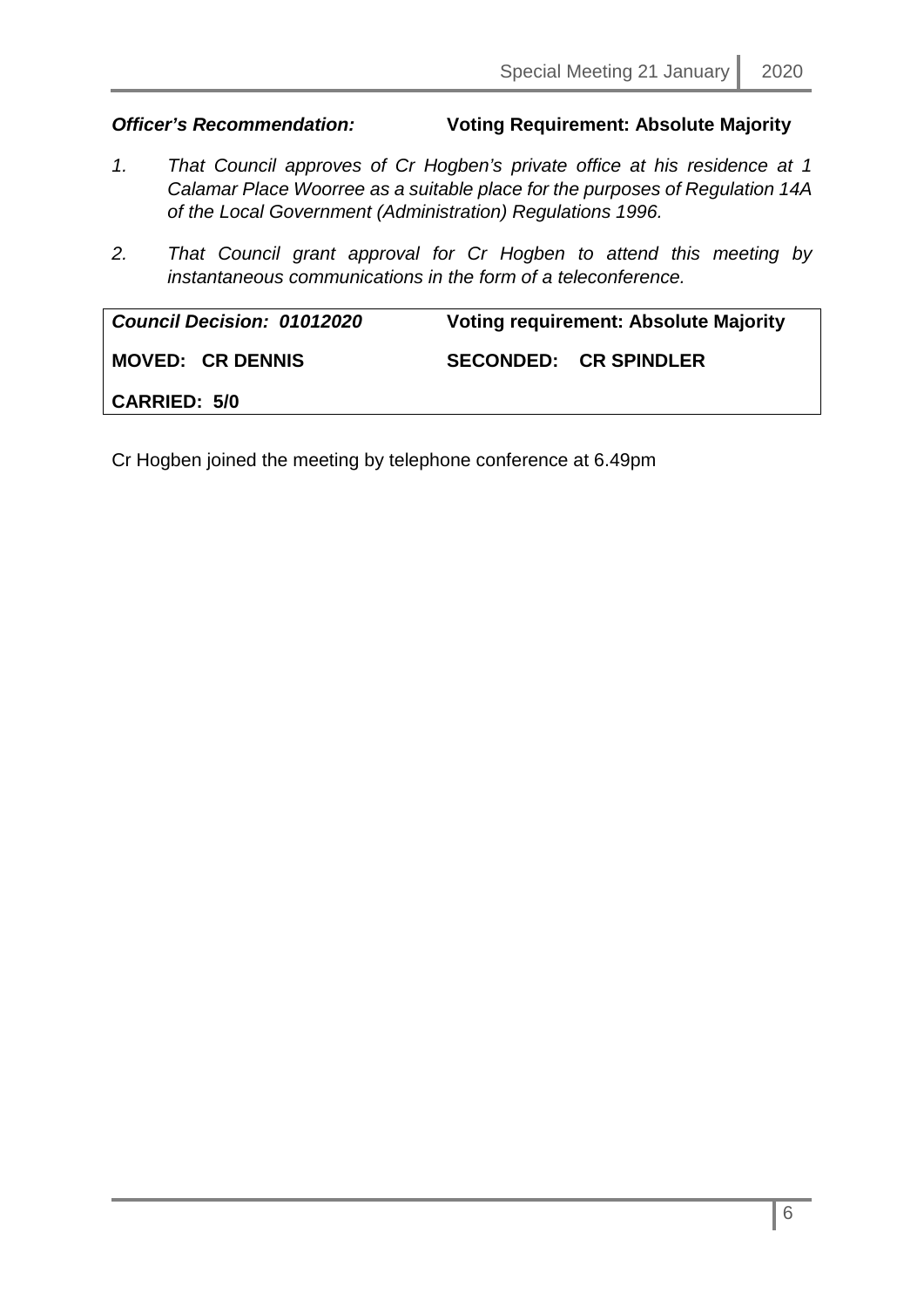***Officer's Recommendation:*** **Voting Requirement: Absolute Majority**

1. *That Council approves of Cr Hogben's private office at his residence at 1 Calamar Place Woorree as a suitable place for the purposes of Regulation 14A of the Local Government (Administration) Regulations 1996.*

2. *That Council grant approval for Cr Hogben to attend this meeting by instantaneous communications in the form of a teleconference.*

| ***Council Decision: 01012020*** | **Voting requirement: Absolute Majority** |
|---|---|
| **MOVED: CR DENNIS** | **SECONDED: CR SPINDLER** |
| **CARRIED: 5/0** | |

Cr Hogben joined the meeting by telephone conference at 6.49pm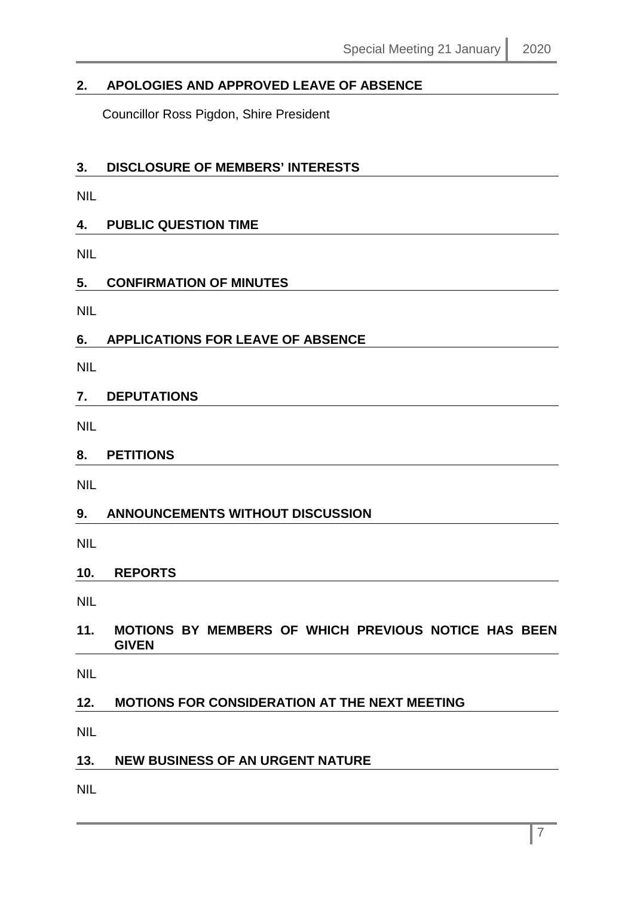## 2. APOLOGIES AND APPROVED LEAVE OF ABSENCE

Councillor Ross Pigdon, Shire President

## 3. DISCLOSURE OF MEMBERS' INTERESTS

NIL

## 4. PUBLIC QUESTION TIME

NIL

## 5. CONFIRMATION OF MINUTES

NIL

## 6. APPLICATIONS FOR LEAVE OF ABSENCE

NIL

## 7. DEPUTATIONS

NIL

## 8. PETITIONS

NIL

## 9. ANNOUNCEMENTS WITHOUT DISCUSSION

NIL

## 10. REPORTS

NIL

## 11. MOTIONS BY MEMBERS OF WHICH PREVIOUS NOTICE HAS BEEN GIVEN

NIL

## 12. MOTIONS FOR CONSIDERATION AT THE NEXT MEETING

NIL

## 13. NEW BUSINESS OF AN URGENT NATURE

NIL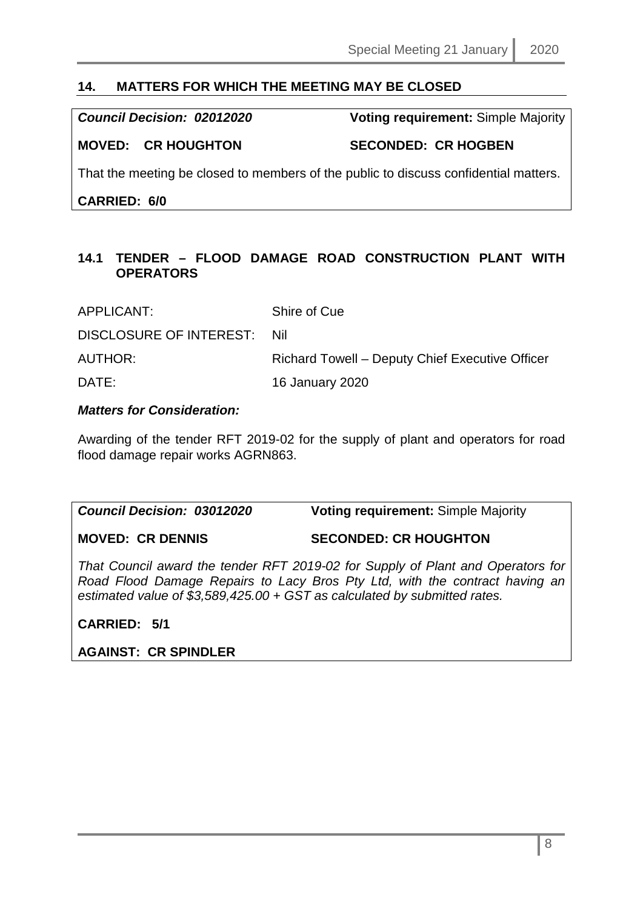## 14. MATTERS FOR WHICH THE MEETING MAY BE CLOSED

***Council Decision: 02012020*** **Voting requirement:** Simple Majority

**MOVED: CR HOUGHTON** **SECONDED: CR HOGBEN**

That the meeting be closed to members of the public to discuss confidential matters.

**CARRIED: 6/0**

### 14.1 TENDER – FLOOD DAMAGE ROAD CONSTRUCTION PLANT WITH OPERATORS

| | |
|---|---|
| APPLICANT: | Shire of Cue |
| DISCLOSURE OF INTEREST: | Nil |
| AUTHOR: | Richard Towell – Deputy Chief Executive Officer |
| DATE: | 16 January 2020 |

***Matters for Consideration:***

Awarding of the tender RFT 2019-02 for the supply of plant and operators for road flood damage repair works AGRN863.

***Council Decision: 03012020*** **Voting requirement:** Simple Majority

**MOVED: CR DENNIS** **SECONDED: CR HOUGHTON**

*That Council award the tender RFT 2019-02 for Supply of Plant and Operators for Road Flood Damage Repairs to Lacy Bros Pty Ltd, with the contract having an estimated value of $3,589,425.00 + GST as calculated by submitted rates.*

**CARRIED: 5/1**

**AGAINST: CR SPINDLER**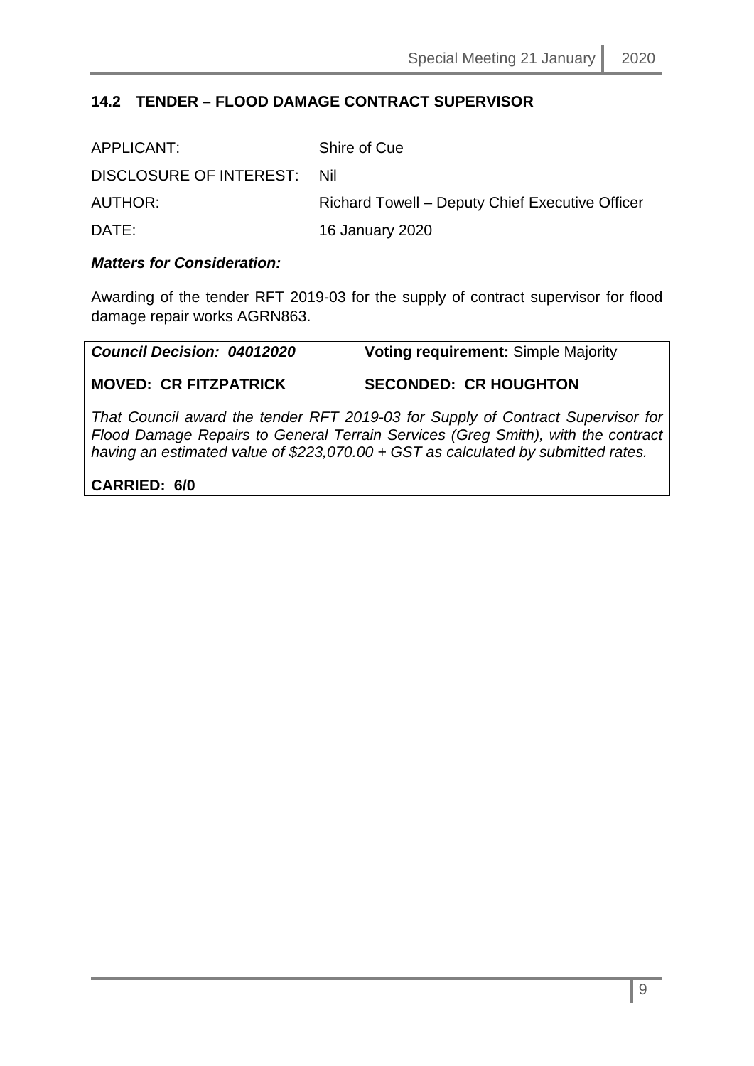## 14.2 TENDER – FLOOD DAMAGE CONTRACT SUPERVISOR

| | |
|---|---|
| APPLICANT: | Shire of Cue |
| DISCLOSURE OF INTEREST: | Nil |
| AUTHOR: | Richard Towell – Deputy Chief Executive Officer |
| DATE: | 16 January 2020 |

***Matters for Consideration:***

Awarding of the tender RFT 2019-03 for the supply of contract supervisor for flood damage repair works AGRN863.

| ***Council Decision: 04012020*** | **Voting requirement:** Simple Majority |
|---|---|
| **MOVED: CR FITZPATRICK** | **SECONDED: CR HOUGHTON** |

*That Council award the tender RFT 2019-03 for Supply of Contract Supervisor for Flood Damage Repairs to General Terrain Services (Greg Smith), with the contract having an estimated value of $223,070.00 + GST as calculated by submitted rates.*

**CARRIED: 6/0**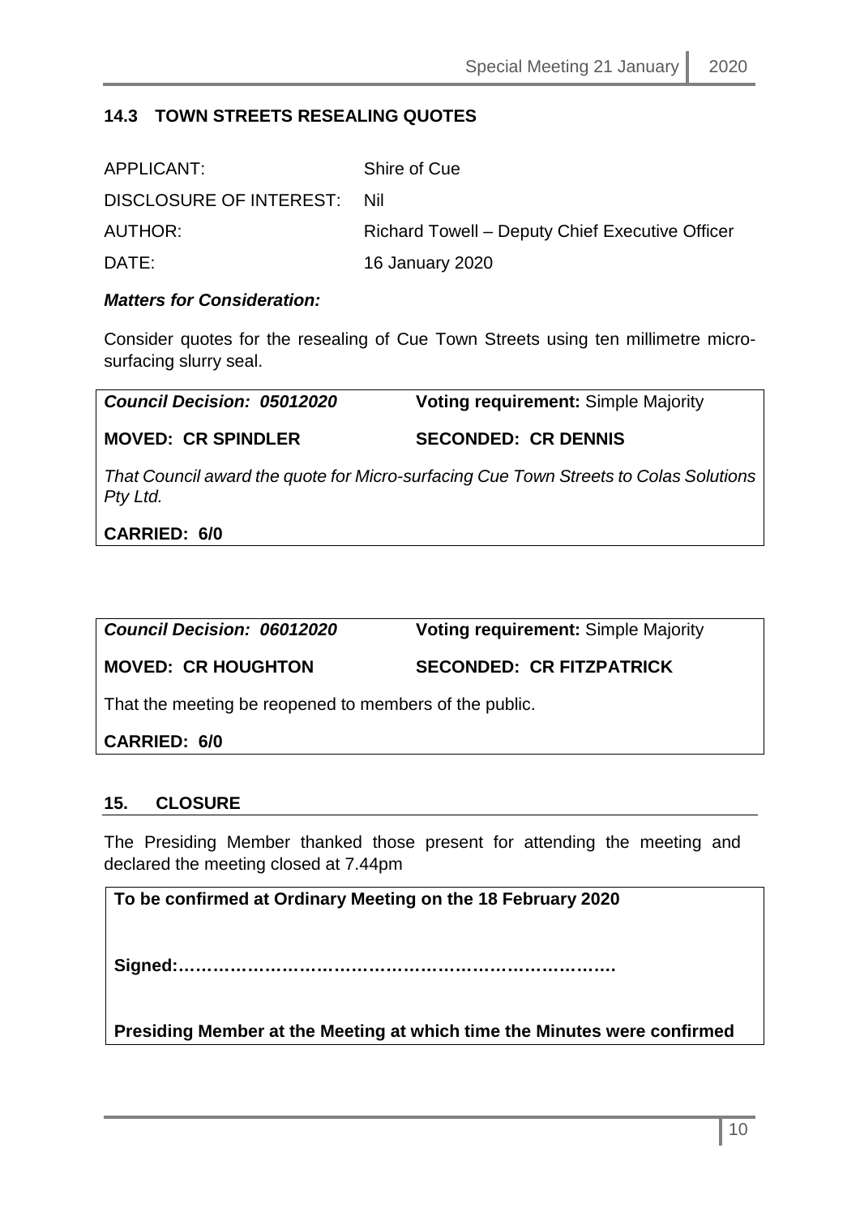### 14.3 TOWN STREETS RESEALING QUOTES

| | |
|---|---|
| APPLICANT: | Shire of Cue |
| DISCLOSURE OF INTEREST: | Nil |
| AUTHOR: | Richard Towell – Deputy Chief Executive Officer |
| DATE: | 16 January 2020 |

***Matters for Consideration:***

Consider quotes for the resealing of Cue Town Streets using ten millimetre micro-surfacing slurry seal.

| ***Council Decision: 05012020*** | **Voting requirement:** Simple Majority |
|---|---|
| **MOVED: CR SPINDLER** | **SECONDED: CR DENNIS** |

*That Council award the quote for Micro-surfacing Cue Town Streets to Colas Solutions Pty Ltd.*

**CARRIED: 6/0**

| ***Council Decision: 06012020*** | **Voting requirement:** Simple Majority |
|---|---|
| **MOVED: CR HOUGHTON** | **SECONDED: CR FITZPATRICK** |

That the meeting be reopened to members of the public.

**CARRIED: 6/0**

### 15. CLOSURE

The Presiding Member thanked those present for attending the meeting and declared the meeting closed at 7.44pm

**To be confirmed at Ordinary Meeting on the 18 February 2020**

**Signed:……………………………………………………………………**

**Presiding Member at the Meeting at which time the Minutes were confirmed**